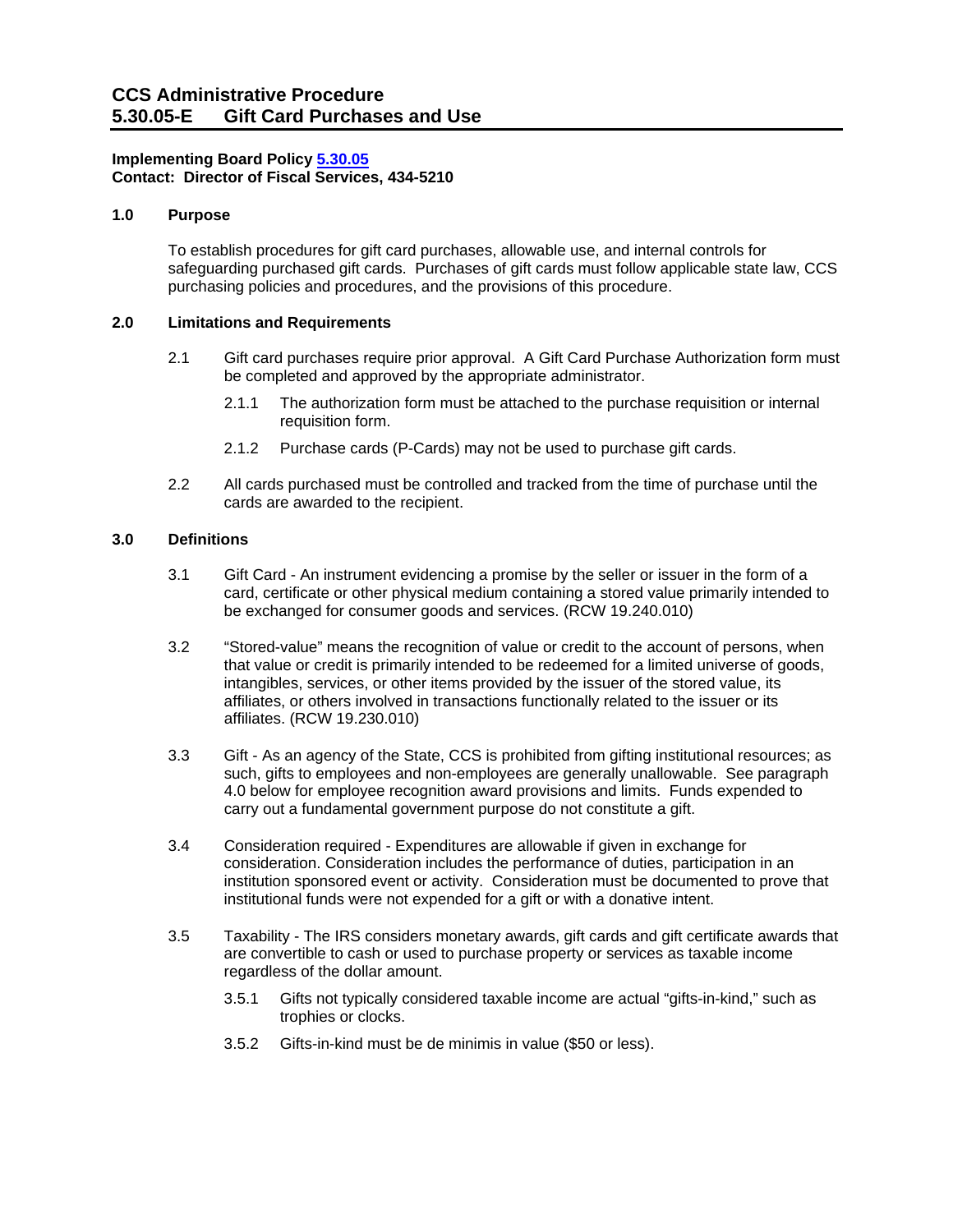# CCS Administrative Procedure
# 5.30.05-E Gift Card Purchases and Use

**Implementing Board Policy 5.30.05**
**Contact: Director of Fiscal Services, 434-5210**

## 1.0 Purpose

To establish procedures for gift card purchases, allowable use, and internal controls for safeguarding purchased gift cards. Purchases of gift cards must follow applicable state law, CCS purchasing policies and procedures, and the provisions of this procedure.

## 2.0 Limitations and Requirements

2.1 Gift card purchases require prior approval. A Gift Card Purchase Authorization form must be completed and approved by the appropriate administrator.

2.1.1 The authorization form must be attached to the purchase requisition or internal requisition form.

2.1.2 Purchase cards (P-Cards) may not be used to purchase gift cards.

2.2 All cards purchased must be controlled and tracked from the time of purchase until the cards are awarded to the recipient.

## 3.0 Definitions

3.1 Gift Card - An instrument evidencing a promise by the seller or issuer in the form of a card, certificate or other physical medium containing a stored value primarily intended to be exchanged for consumer goods and services. (RCW 19.240.010)

3.2 "Stored-value" means the recognition of value or credit to the account of persons, when that value or credit is primarily intended to be redeemed for a limited universe of goods, intangibles, services, or other items provided by the issuer of the stored value, its affiliates, or others involved in transactions functionally related to the issuer or its affiliates. (RCW 19.230.010)

3.3 Gift - As an agency of the State, CCS is prohibited from gifting institutional resources; as such, gifts to employees and non-employees are generally unallowable. See paragraph 4.0 below for employee recognition award provisions and limits. Funds expended to carry out a fundamental government purpose do not constitute a gift.

3.4 Consideration required - Expenditures are allowable if given in exchange for consideration. Consideration includes the performance of duties, participation in an institution sponsored event or activity. Consideration must be documented to prove that institutional funds were not expended for a gift or with a donative intent.

3.5 Taxability - The IRS considers monetary awards, gift cards and gift certificate awards that are convertible to cash or used to purchase property or services as taxable income regardless of the dollar amount.

3.5.1 Gifts not typically considered taxable income are actual "gifts-in-kind," such as trophies or clocks.

3.5.2 Gifts-in-kind must be de minimis in value ($50 or less).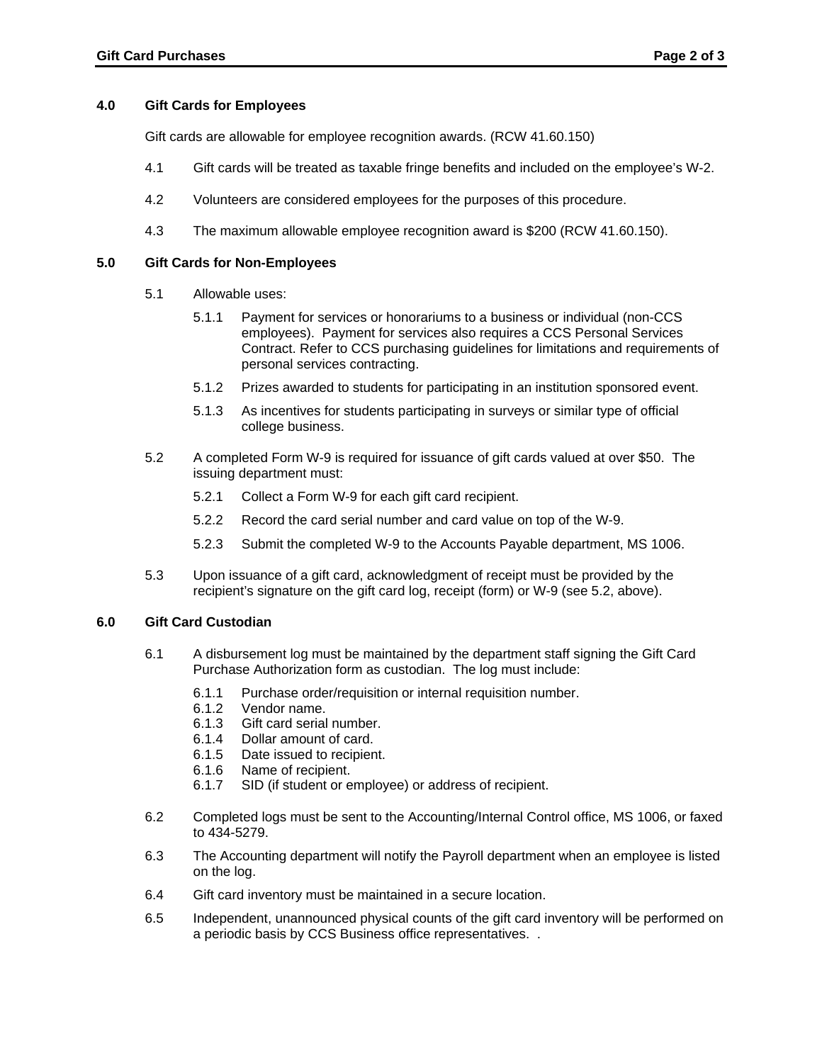## 4.0 Gift Cards for Employees

Gift cards are allowable for employee recognition awards. (RCW 41.60.150)

4.1 Gift cards will be treated as taxable fringe benefits and included on the employee's W-2.

4.2 Volunteers are considered employees for the purposes of this procedure.

4.3 The maximum allowable employee recognition award is $200 (RCW 41.60.150).

## 5.0 Gift Cards for Non-Employees

5.1 Allowable uses:

5.1.1 Payment for services or honorariums to a business or individual (non-CCS employees). Payment for services also requires a CCS Personal Services Contract. Refer to CCS purchasing guidelines for limitations and requirements of personal services contracting.

5.1.2 Prizes awarded to students for participating in an institution sponsored event.

5.1.3 As incentives for students participating in surveys or similar type of official college business.

5.2 A completed Form W-9 is required for issuance of gift cards valued at over $50. The issuing department must:

5.2.1 Collect a Form W-9 for each gift card recipient.

5.2.2 Record the card serial number and card value on top of the W-9.

5.2.3 Submit the completed W-9 to the Accounts Payable department, MS 1006.

5.3 Upon issuance of a gift card, acknowledgment of receipt must be provided by the recipient's signature on the gift card log, receipt (form) or W-9 (see 5.2, above).

## 6.0 Gift Card Custodian

6.1 A disbursement log must be maintained by the department staff signing the Gift Card Purchase Authorization form as custodian. The log must include:

6.1.1 Purchase order/requisition or internal requisition number.
6.1.2 Vendor name.
6.1.3 Gift card serial number.
6.1.4 Dollar amount of card.
6.1.5 Date issued to recipient.
6.1.6 Name of recipient.
6.1.7 SID (if student or employee) or address of recipient.

6.2 Completed logs must be sent to the Accounting/Internal Control office, MS 1006, or faxed to 434-5279.

6.3 The Accounting department will notify the Payroll department when an employee is listed on the log.

6.4 Gift card inventory must be maintained in a secure location.

6.5 Independent, unannounced physical counts of the gift card inventory will be performed on a periodic basis by CCS Business office representatives. .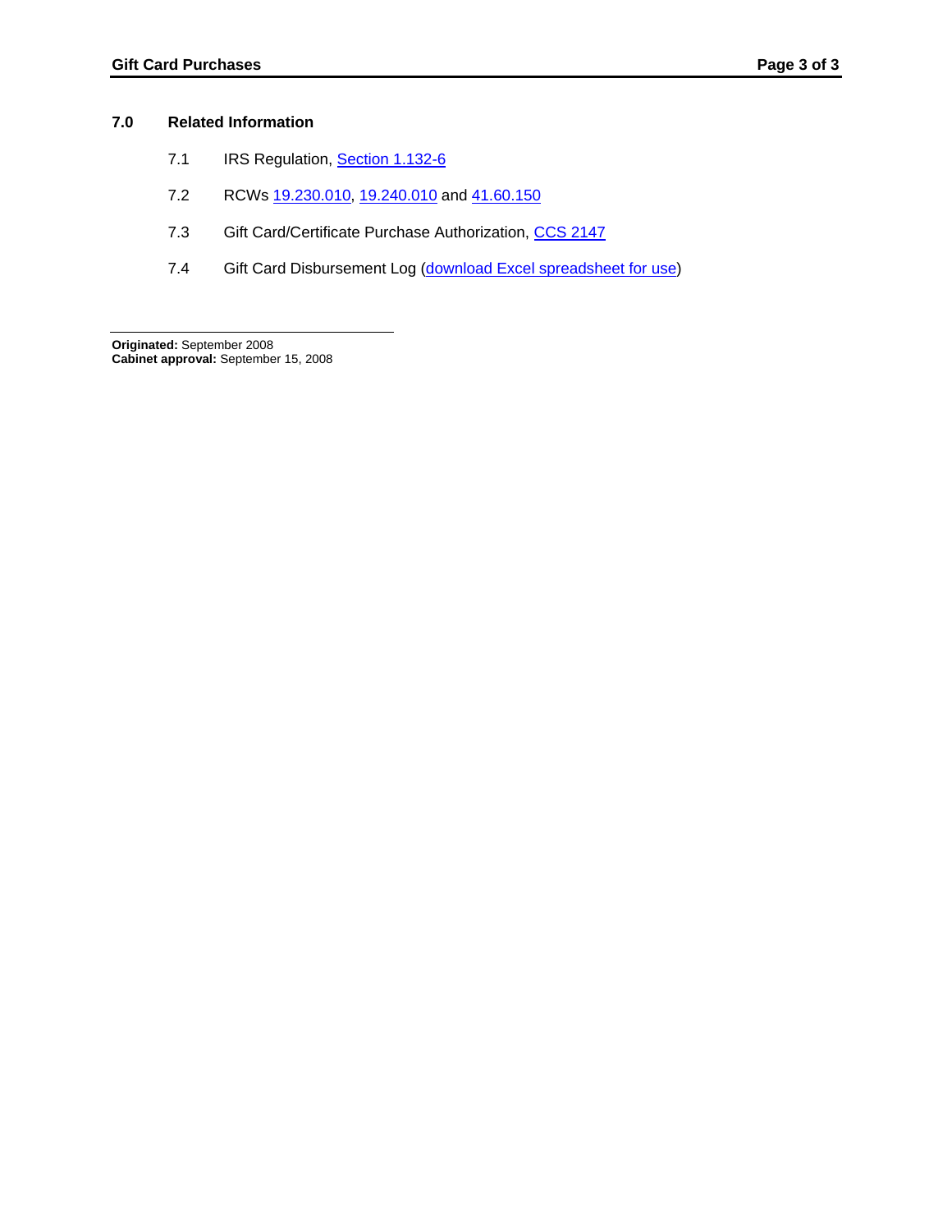## 7.0 Related Information

7.1 IRS Regulation, Section 1.132-6

7.2 RCWs 19.230.010, 19.240.010 and 41.60.150

7.3 Gift Card/Certificate Purchase Authorization, CCS 2147

7.4 Gift Card Disbursement Log (download Excel spreadsheet for use)

---

**Originated:** September 2008
**Cabinet approval:** September 15, 2008